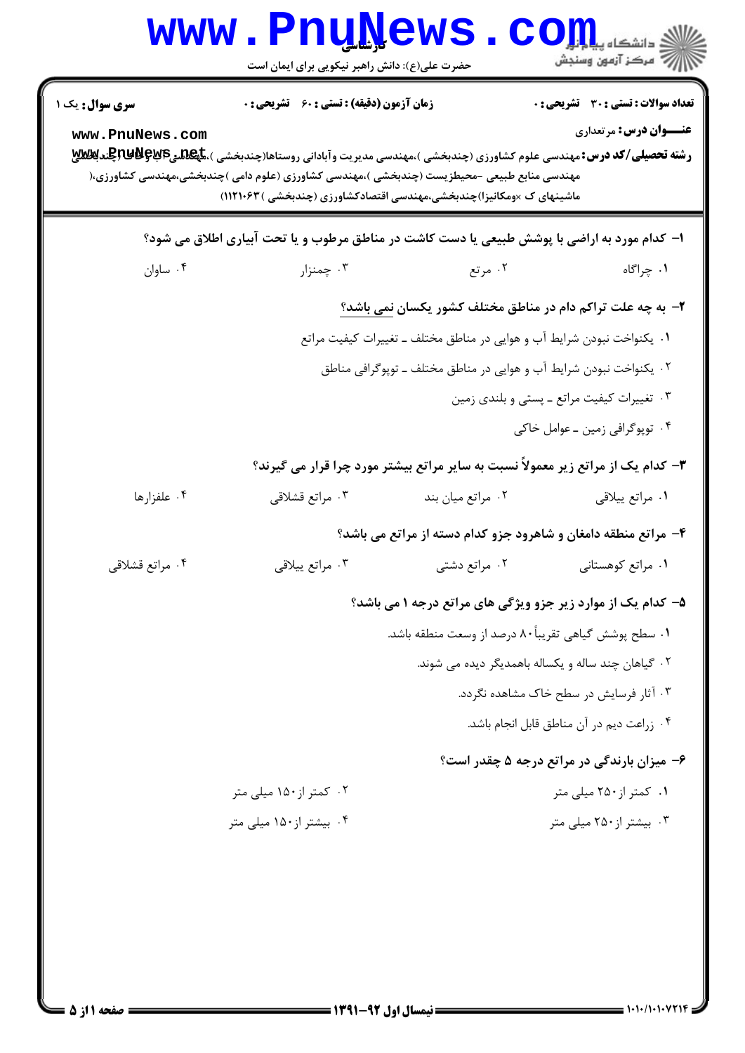**سری سوال:** یک ۱

**زمان آزمون (دقیقه) : تستی : ۶۰ تشریحی : ۰**

**تعداد سوالات : تستی : ۳۰ تشریحی : ۰**

**عنـــوان درس:** مرتعداری

**رشته تحصیلی/کد درس:** مهندسی علوم کشاورزی (چندبخشی )،مهندسی مدیریت وآبادانی روستاها(چندبخشی )،مهندسی آبیاری (چندبخشی )، مهندسی منابع طبیعی -محیطزیست (چندبخشی )،مهندسی کشاورزی (علوم دامی )چندبخشی،مهندسی کشاورزی (ماشینهای ک ×ومکانیزا)چندبخشی،مهندسی اقتصادکشاورزی (چندبخشی ) ۱۱۲۱۰۶۳)

**۱- کدام مورد به اراضی با پوشش طبیعی یا دست کاشت در مناطق مرطوب و یا تحت آبیاری اطلاق می شود؟**

۱. چراگاه
۲. مرتع
۳. چمنزار
۴. ساوان

**۲- به چه علت تراکم دام در مناطق مختلف کشور یکسان نمی باشد؟**

۱. یکنواخت نبودن شرایط آب و هوایی در مناطق مختلف ـ تغییرات کیفیت مراتع
۲. یکنواخت نبودن شرایط آب و هوایی در مناطق مختلف ـ توپوگرافی مناطق
۳. تغییرات کیفیت مراتع ـ پستی و بلندی زمین
۴. توپوگرافی زمین ـ عوامل خاکی

**۳- کدام یک از مراتع زیر معمولاً نسبت به سایر مراتع بیشتر مورد چرا قرار می گیرند؟**

۱. مراتع ییلاقی
۲. مراتع میان بند
۳. مراتع قشلاقی
۴. علفزارها

**۴- مراتع منطقه دامغان و شاهرود جزو کدام دسته از مراتع می باشد؟**

۱. مراتع کوهستانی
۲. مراتع دشتی
۳. مراتع ییلاقی
۴. مراتع قشلاقی

**۵- کدام یک از موارد زیر جزو ویژگی های مراتع درجه ۱ می باشد؟**

۱. سطح پوشش گیاهی تقریباً ۸۰ درصد از وسعت منطقه باشد.
۲. گیاهان چند ساله و یکساله باهمدیگر دیده می شوند.
۳. آثار فرسایش در سطح خاک مشاهده نگردد.
۴. زراعت دیم در آن مناطق قابل انجام باشد.

**۶- میزان بارندگی در مراتع درجه ۵ چقدر است؟**

۱. کمتر از ۲۵۰ میلی متر
۲. کمتر از ۱۵۰ میلی متر
۳. بیشتر از ۲۵۰ میلی متر
۴. بیشتر از ۱۵۰ میلی متر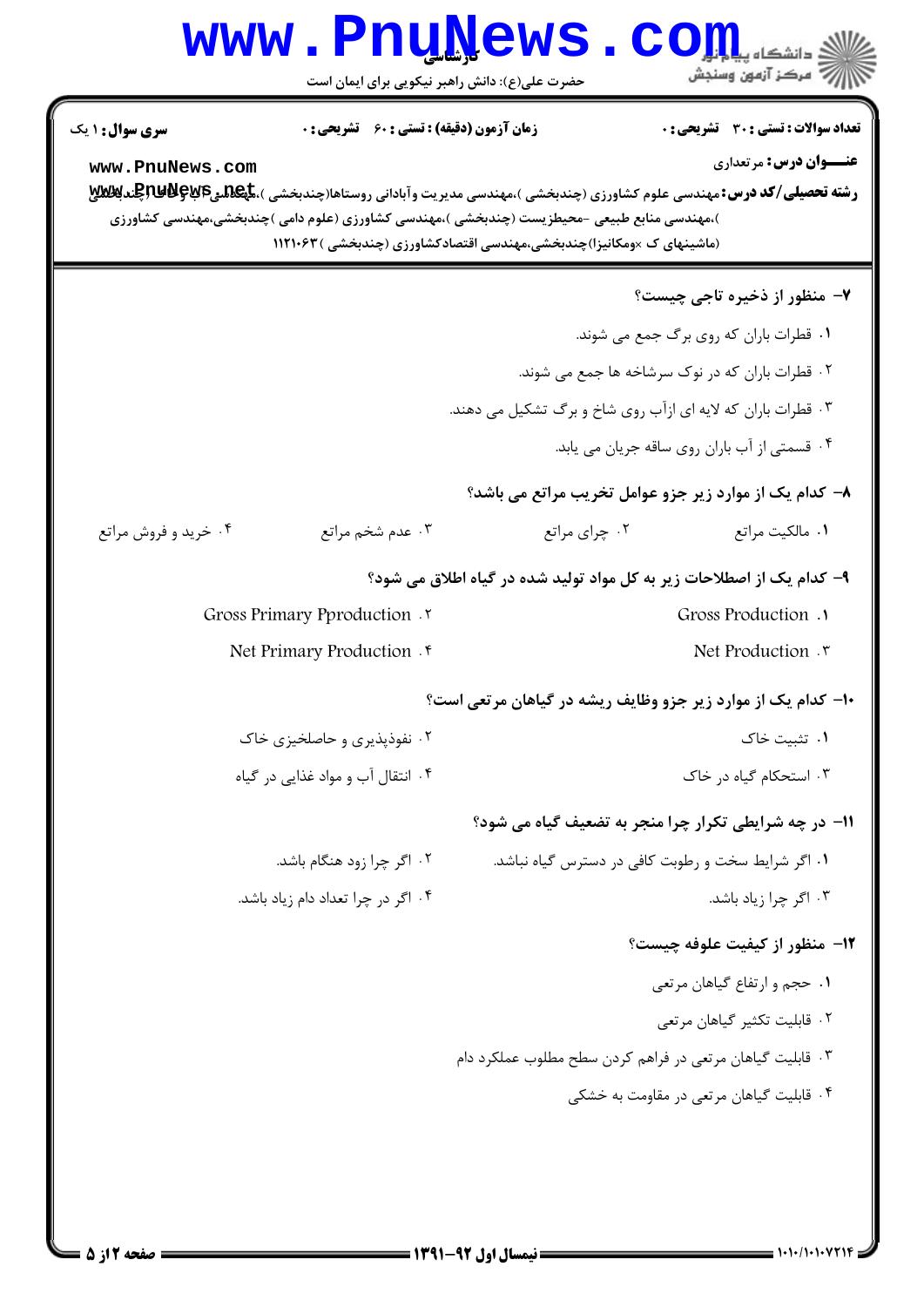سری سوال: ۱ یک

زمان آزمون (دقیقه) : تستی : ۶۰ تشریحی : ۰

تعداد سوالات : تستی : ۳۰ تشریحی : ۰

عنـــوان درس: مرتعداری

رشته تحصیلی/کد درس: مهندسی علوم کشاورزی (چندبخشی )،مهندسی مدیریت وآبادانی روستاها(چندبخشی )،مهندسی آب وخاک (چندبخشی )،مهندسی منابع طبیعی -محیطزیست (چندبخشی )،مهندسی کشاورزی (علوم دامی )چندبخشی،مهندسی کشاورزی (ماشینهای ک ×ومکانیزا)چندبخشی،مهندسی اقتصادکشاورزی (چندبخشی ) ۱۱۲۱۰۶۳

۷- منظور از ذخیره تاجی چیست؟

۱. قطرات باران که روی برگ جمع می شوند.

۲. قطرات باران که در نوک سرشاخه ها جمع می شوند.

۳. قطرات باران که لایه ای ازآب روی شاخ و برگ تشکیل می دهند.

۴. قسمتی از آب باران روی ساقه جریان می یابد.

۸- کدام یک از موارد زیر جزو عوامل تخریب مراتع می باشد؟

۱. مالکیت مراتع

۲. چرای مراتع

۳. عدم شخم مراتع

۴. خرید و فروش مراتع

۹- کدام یک از اصطلاحات زیر به کل مواد تولید شده در گیاه اطلاق می شود؟

۱. Gross Production

۲. Gross Primary Pproduction

۳. Net Production

۴. Net Primary Production

۱۰- کدام یک از موارد زیر جزو وظایف ریشه در گیاهان مرتعی است؟

۱. تثبیت خاک

۲. نفوذپذیری و حاصلخیزی خاک

۳. استحکام گیاه در خاک

۴. انتقال آب و مواد غذایی در گیاه

۱۱- در چه شرایطی تکرار چرا منجر به تضعیف گیاه می شود؟

۱. اگر شرایط سخت و رطوبت کافی در دسترس گیاه نباشد.

۲. اگر چرا زود هنگام باشد.

۳. اگر چرا زیاد باشد.

۴. اگر در چرا تعداد دام زیاد باشد.

۱۲- منظور از کیفیت علوفه چیست؟

۱. حجم و ارتفاع گیاهان مرتعی

۲. قابلیت تکثیر گیاهان مرتعی

۳. قابلیت گیاهان مرتعی در فراهم کردن سطح مطلوب عملکرد دام

۴. قابلیت گیاهان مرتعی در مقاومت به خشکی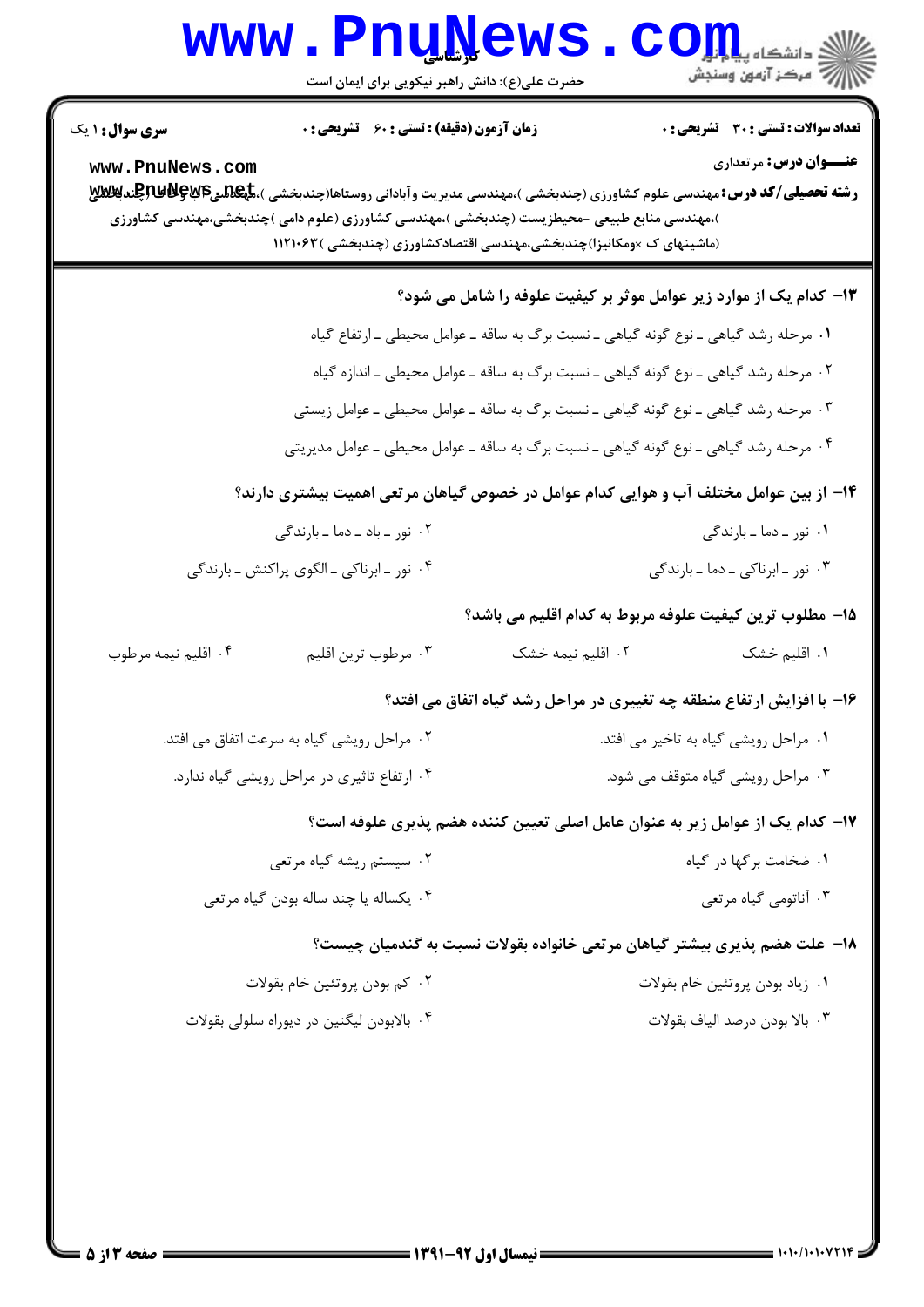**سری سوال:** ۱ یک

**زمان آزمون (دقیقه) : تستی : ۶۰ تشریحی : ۰**

**تعداد سوالات : تستی : ۳۰ تشریحی : ۰**

**عنـــوان درس:** مرتعداری

**رشته تحصیلی/کد درس:** مهندسی علوم کشاورزی (چندبخشی )،مهندسی مدیریت وآبادانی روستاها(چندبخشی )،مهندسی آب وخاک (چندبخشی )،مهندسی منابع طبیعی -محیط‌زیست (چندبخشی )،مهندسی کشاورزی (علوم دامی )چندبخشی،مهندسی کشاورزی (ماشینهای ک ×ومکانیزا)چندبخشی،مهندسی اقتصادکشاورزی (چندبخشی ) ۱۱۲۱۰۶۳

۱۳- کدام یک از موارد زیر عوامل موثر بر کیفیت علوفه را شامل می شود؟

۱. مرحله رشد گیاهی ـ نوع گونه گیاهی ـ نسبت برگ به ساقه ـ عوامل محیطی ـ ارتفاع گیاه

۲. مرحله رشد گیاهی ـ نوع گونه گیاهی ـ نسبت برگ به ساقه ـ عوامل محیطی ـ اندازه گیاه

۳. مرحله رشد گیاهی ـ نوع گونه گیاهی ـ نسبت برگ به ساقه ـ عوامل محیطی ـ عوامل زیستی

۴. مرحله رشد گیاهی ـ نوع گونه گیاهی ـ نسبت برگ به ساقه ـ عوامل محیطی ـ عوامل مدیریتی

۱۴- از بین عوامل مختلف آب و هوایی کدام عوامل در خصوص گیاهان مرتعی اهمیت بیشتری دارند؟

۱. نور ـ دما ـ بارندگی

۲. نور ـ باد ـ دما ـ بارندگی

۳. نور ـ ابرناکی ـ دما ـ بارندگی

۴. نور ـ ابرناکی ـ الگوی پراکنش ـ بارندگی

۱۵- مطلوب ترین کیفیت علوفه مربوط به کدام اقلیم می باشد؟

۱. اقلیم خشک

۲. اقلیم نیمه خشک

۳. مرطوب ترین اقلیم

۴. اقلیم نیمه مرطوب

۱۶- با افزایش ارتفاع منطقه چه تغییری در مراحل رشد گیاه اتفاق می افتد؟

۱. مراحل رویشی گیاه به تاخیر می افتد.

۲. مراحل رویشی گیاه به سرعت اتفاق می افتد.

۳. مراحل رویشی گیاه متوقف می شود.

۴. ارتفاع تاثیری در مراحل رویشی گیاه ندارد.

۱۷- کدام یک از عوامل زیر به عنوان عامل اصلی تعیین کننده هضم پذیری علوفه است؟

۱. ضخامت برگها در گیاه

۲. سیستم ریشه گیاه مرتعی

۳. آناتومی گیاه مرتعی

۴. یکساله یا چند ساله بودن گیاه مرتعی

۱۸- علت هضم پذیری بیشتر گیاهان مرتعی خانواده بقولات نسبت به گندمیان چیست؟

۱. زیاد بودن پروتئین خام بقولات

۲. کم بودن پروتئین خام بقولات

۳. بالا بودن درصد الیاف بقولات

۴. بالابودن لیگنین در دیواره سلولی بقولات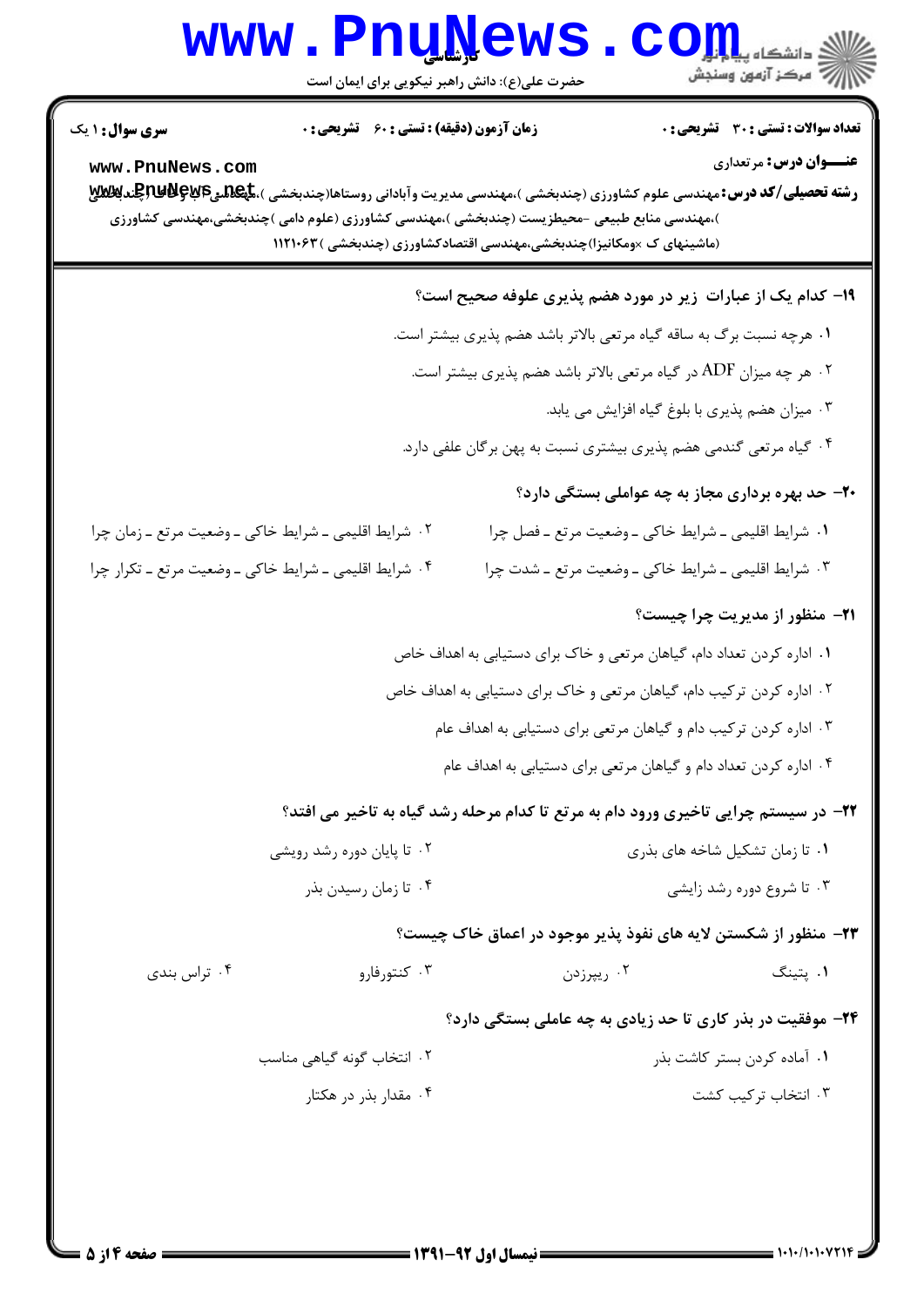۱۹- کدام یک از عبارات زیر در مورد هضم پذیری علوفه صحیح است؟

۱. هرچه نسبت برگ به ساقه گیاه مرتعی بالاتر باشد هضم پذیری بیشتر است.

۲. هر چه میزان ADF در گیاه مرتعی بالاتر باشد هضم پذیری بیشتر است.

۳. میزان هضم پذیری با بلوغ گیاه افزایش می یابد.

۴. گیاه مرتعی گندمی هضم پذیری بیشتری نسبت به پهن برگان علفی دارد.

۲۰- حد بهره برداری مجاز به چه عواملی بستگی دارد؟

۱. شرایط اقلیمی ـ شرایط خاکی ـ وضعیت مرتع ـ فصل چرا

۲. شرایط اقلیمی ـ شرایط خاکی ـ وضعیت مرتع ـ زمان چرا

۳. شرایط اقلیمی ـ شرایط خاکی ـ وضعیت مرتع ـ شدت چرا

۴. شرایط اقلیمی ـ شرایط خاکی ـ وضعیت مرتع ـ تکرار چرا

۲۱- منظور از مدیریت چرا چیست؟

۱. اداره کردن تعداد دام، گیاهان مرتعی و خاک برای دستیابی به اهداف خاص

۲. اداره کردن ترکیب دام، گیاهان مرتعی و خاک برای دستیابی به اهداف خاص

۳. اداره کردن ترکیب دام و گیاهان مرتعی برای دستیابی به اهداف عام

۴. اداره کردن تعداد دام و گیاهان مرتعی برای دستیابی به اهداف عام

۲۲- در سیستم چرایی تاخیری ورود دام به مرتع تا کدام مرحله رشد گیاه به تاخیر می افتد؟

۱. تا زمان تشکیل شاخه های بذری

۲. تا پایان دوره رشد رویشی

۳. تا شروع دوره رشد زایشی

۴. تا زمان رسیدن بذر

۲۳- منظور از شکستن لایه های نفوذ پذیر موجود در اعماق خاک چیست؟

۱. پتینگ

۲. ریپرزدن

۳. کنتورفارو

۴. تراس بندی

۲۴- موفقیت در بذر کاری تا حد زیادی به چه عاملی بستگی دارد؟

۱. آماده کردن بستر کاشت بذر

۲. انتخاب گونه گیاهی مناسب

۳. انتخاب ترکیب کشت

۴. مقدار بذر در هکتار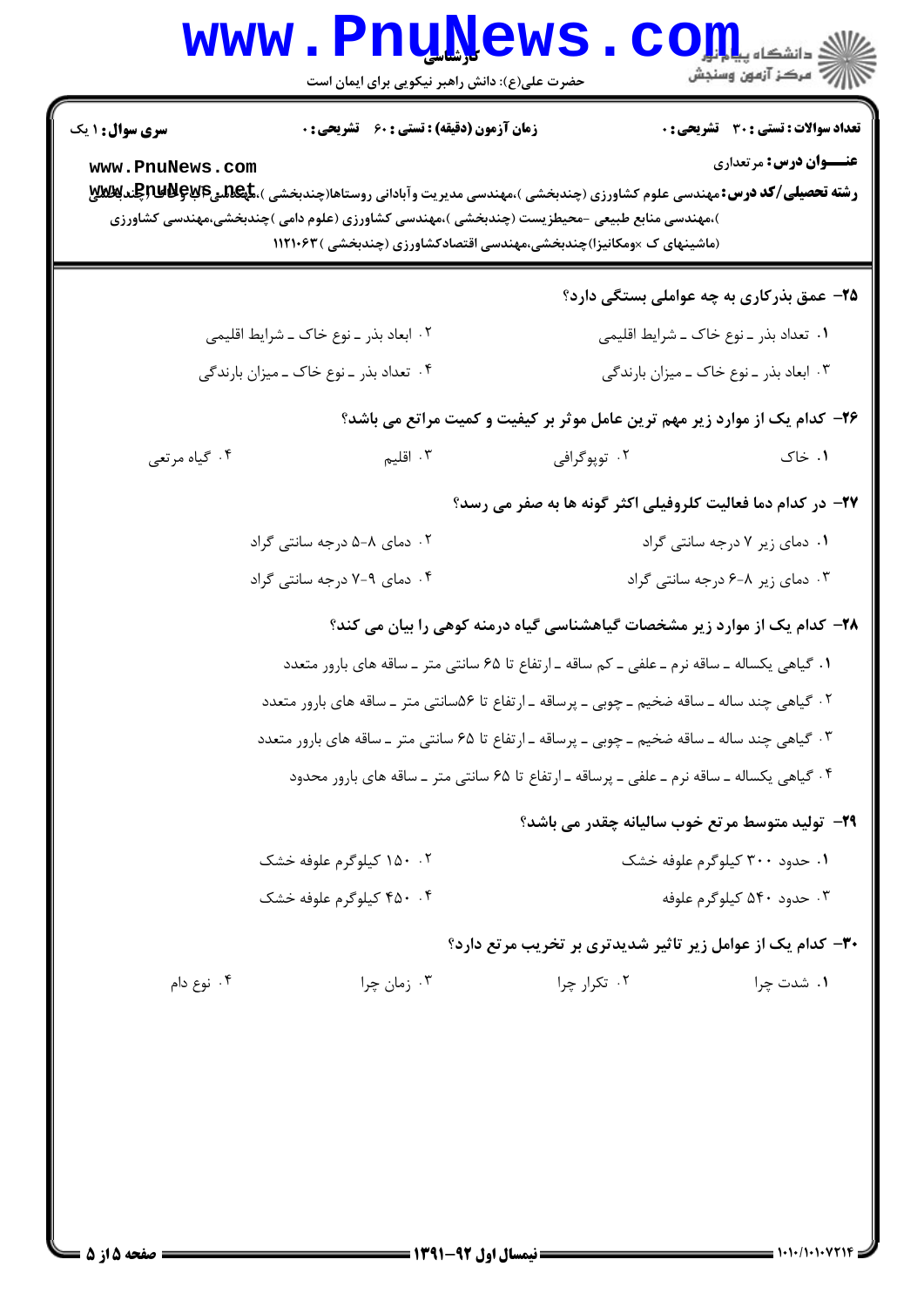۲۵- عمق بذرکاری به چه عواملی بستگی دارد؟

۱. تعداد بذر ـ نوع خاک ـ شرایط اقلیمی

۲. ابعاد بذر ـ نوع خاک ـ شرایط اقلیمی

۳. ابعاد بذر ـ نوع خاک ـ میزان بارندگی

۴. تعداد بذر ـ نوع خاک ـ میزان بارندگی

۲۶- کدام یک از موارد زیر مهم ترین عامل موثر بر کیفیت و کمیت مراتع می باشد؟

۱. خاک

۲. توپوگرافی

۳. اقلیم

۴. گیاه مرتعی

۲۷- در کدام دما فعالیت کلروفیلی اکثر گونه ها به صفر می رسد؟

۱. دمای زیر ۷ درجه سانتی گراد

۲. دمای ۸-۵ درجه سانتی گراد

۳. دمای زیر ۸-۶ درجه سانتی گراد

۴. دمای ۹-۷ درجه سانتی گراد

۲۸- کدام یک از موارد زیر مشخصات گیاهشناسی گیاه درمنه کوهی را بیان می کند؟

۱. گیاهی یکساله ـ ساقه نرم ـ علفی ـ کم ساقه ـ ارتفاع تا ۶۵ سانتی متر ـ ساقه های بارور متعدد

۲. گیاهی چند ساله ـ ساقه ضخیم ـ چوبی ـ پرساقه ـ ارتفاع تا ۵۶سانتی متر ـ ساقه های بارور متعدد

۳. گیاهی چند ساله ـ ساقه ضخیم ـ چوبی ـ پرساقه ـ ارتفاع تا ۶۵ سانتی متر ـ ساقه های بارور متعدد

۴. گیاهی یکساله ـ ساقه نرم ـ علفی ـ پرساقه ـ ارتفاع تا ۶۵ سانتی متر ـ ساقه های بارور محدود

۲۹- تولید متوسط مرتع خوب سالیانه چقدر می باشد؟

۱. حدود ۳۰۰ کیلوگرم علوفه خشک

۲. ۱۵۰ کیلوگرم علوفه خشک

۳. حدود ۵۴۰ کیلوگرم علوفه

۴. ۴۵۰ کیلوگرم علوفه خشک

۳۰- کدام یک از عوامل زیر تاثیر شدیدتری بر تخریب مرتع دارد؟

۱. شدت چرا

۲. تکرار چرا

۳. زمان چرا

۴. نوع دام